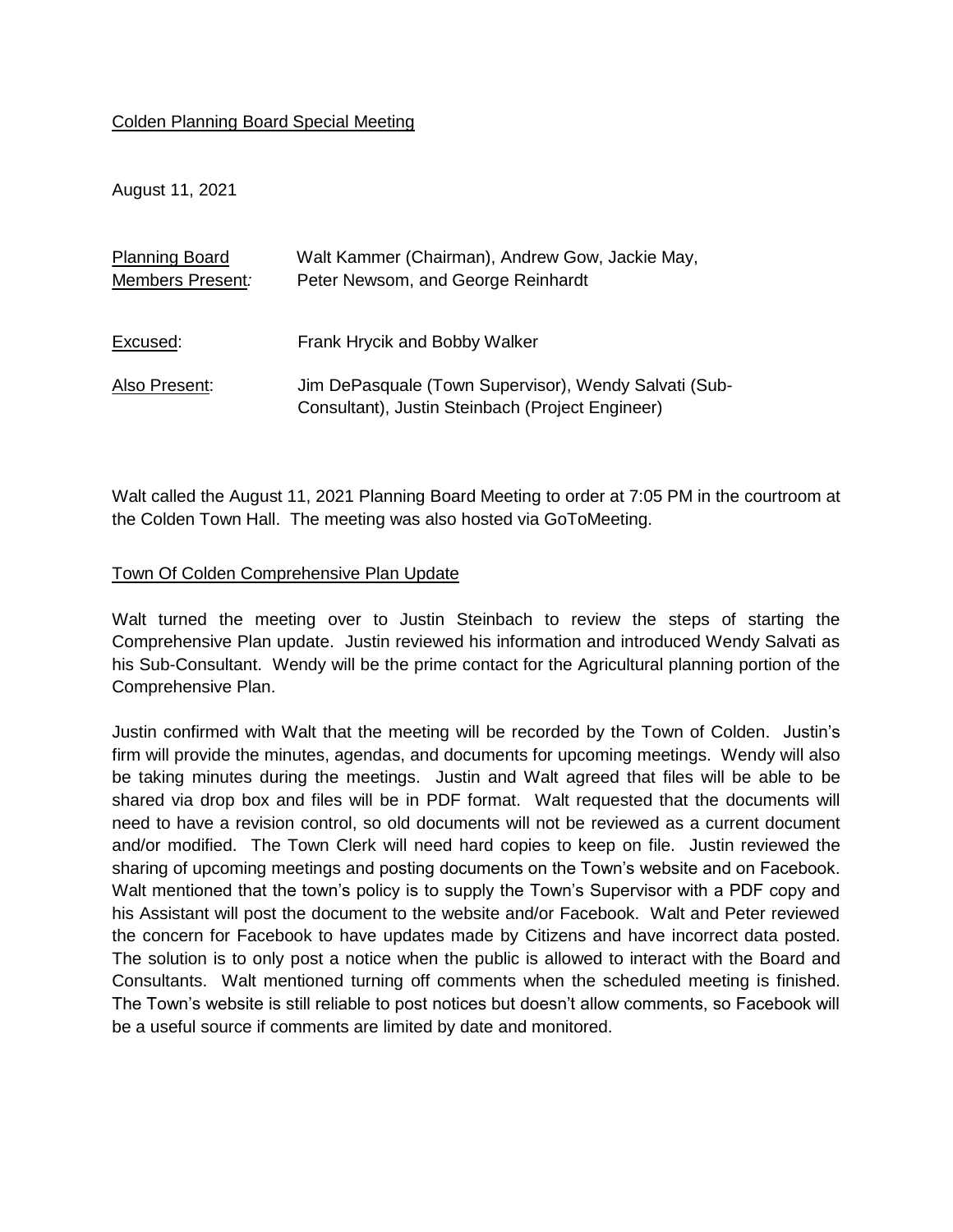Colden Planning Board Special Meeting

August 11, 2021

| | |
|---|---|
| Planning Board Members Present: | Walt Kammer (Chairman), Andrew Gow, Jackie May, Peter Newsom, and George Reinhardt |
| Excused: | Frank Hrycik and Bobby Walker |
| Also Present: | Jim DePasquale (Town Supervisor), Wendy Salvati (Sub-Consultant), Justin Steinbach (Project Engineer) |

Walt called the August 11, 2021 Planning Board Meeting to order at 7:05 PM in the courtroom at the Colden Town Hall. The meeting was also hosted via GoToMeeting.

Town Of Colden Comprehensive Plan Update

Walt turned the meeting over to Justin Steinbach to review the steps of starting the Comprehensive Plan update. Justin reviewed his information and introduced Wendy Salvati as his Sub-Consultant. Wendy will be the prime contact for the Agricultural planning portion of the Comprehensive Plan.

Justin confirmed with Walt that the meeting will be recorded by the Town of Colden. Justin's firm will provide the minutes, agendas, and documents for upcoming meetings. Wendy will also be taking minutes during the meetings. Justin and Walt agreed that files will be able to be shared via drop box and files will be in PDF format. Walt requested that the documents will need to have a revision control, so old documents will not be reviewed as a current document and/or modified. The Town Clerk will need hard copies to keep on file. Justin reviewed the sharing of upcoming meetings and posting documents on the Town's website and on Facebook. Walt mentioned that the town's policy is to supply the Town's Supervisor with a PDF copy and his Assistant will post the document to the website and/or Facebook. Walt and Peter reviewed the concern for Facebook to have updates made by Citizens and have incorrect data posted. The solution is to only post a notice when the public is allowed to interact with the Board and Consultants. Walt mentioned turning off comments when the scheduled meeting is finished. The Town's website is still reliable to post notices but doesn't allow comments, so Facebook will be a useful source if comments are limited by date and monitored.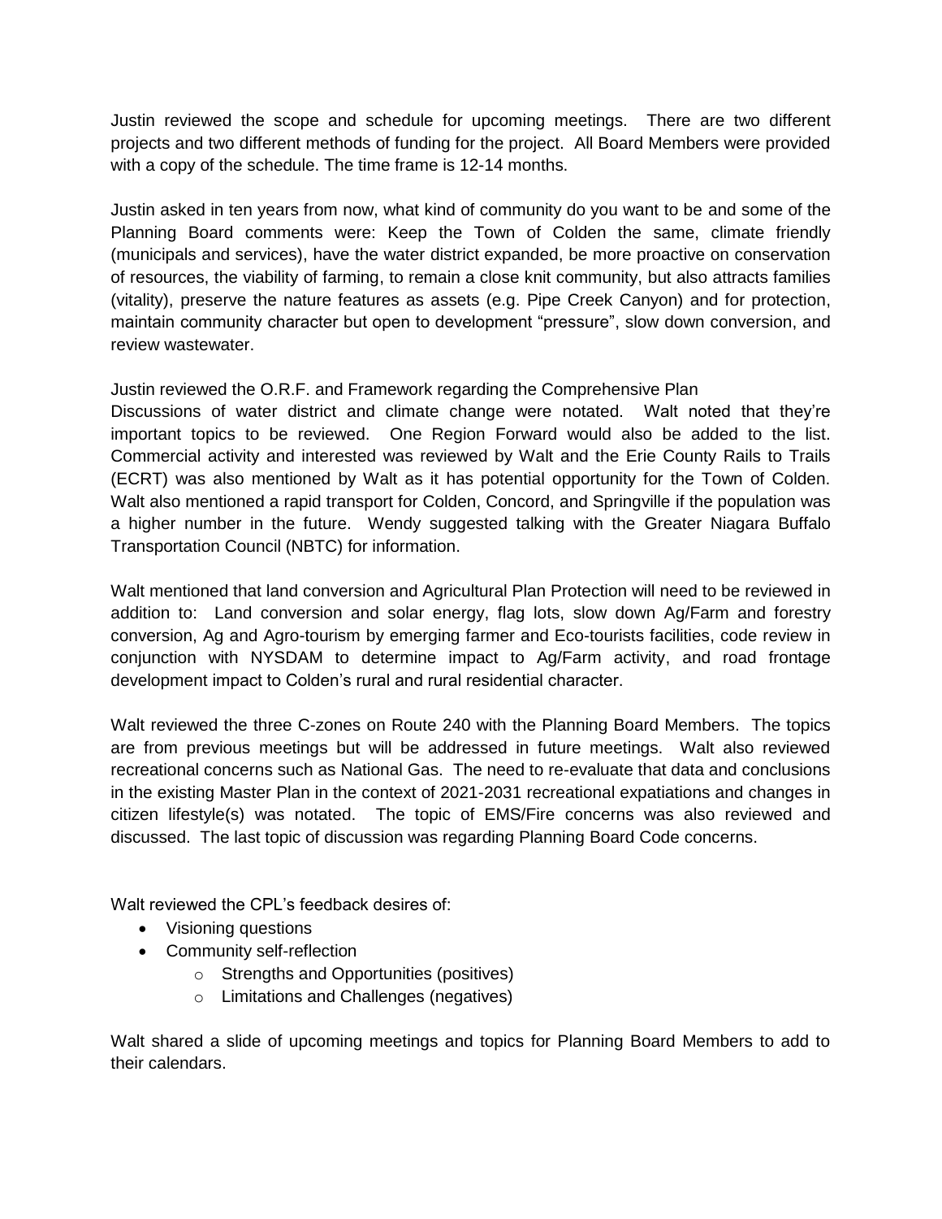Justin reviewed the scope and schedule for upcoming meetings. There are two different projects and two different methods of funding for the project. All Board Members were provided with a copy of the schedule. The time frame is 12-14 months.

Justin asked in ten years from now, what kind of community do you want to be and some of the Planning Board comments were: Keep the Town of Colden the same, climate friendly (municipals and services), have the water district expanded, be more proactive on conservation of resources, the viability of farming, to remain a close knit community, but also attracts families (vitality), preserve the nature features as assets (e.g. Pipe Creek Canyon) and for protection, maintain community character but open to development "pressure", slow down conversion, and review wastewater.

Justin reviewed the O.R.F. and Framework regarding the Comprehensive Plan
Discussions of water district and climate change were notated. Walt noted that they're important topics to be reviewed. One Region Forward would also be added to the list. Commercial activity and interested was reviewed by Walt and the Erie County Rails to Trails (ECRT) was also mentioned by Walt as it has potential opportunity for the Town of Colden. Walt also mentioned a rapid transport for Colden, Concord, and Springville if the population was a higher number in the future. Wendy suggested talking with the Greater Niagara Buffalo Transportation Council (NBTC) for information.

Walt mentioned that land conversion and Agricultural Plan Protection will need to be reviewed in addition to: Land conversion and solar energy, flag lots, slow down Ag/Farm and forestry conversion, Ag and Agro-tourism by emerging farmer and Eco-tourists facilities, code review in conjunction with NYSDAM to determine impact to Ag/Farm activity, and road frontage development impact to Colden's rural and rural residential character.

Walt reviewed the three C-zones on Route 240 with the Planning Board Members. The topics are from previous meetings but will be addressed in future meetings. Walt also reviewed recreational concerns such as National Gas. The need to re-evaluate that data and conclusions in the existing Master Plan in the context of 2021-2031 recreational expatiations and changes in citizen lifestyle(s) was notated. The topic of EMS/Fire concerns was also reviewed and discussed. The last topic of discussion was regarding Planning Board Code concerns.

Walt reviewed the CPL's feedback desires of:

- Visioning questions
- Community self-reflection
  - Strengths and Opportunities (positives)
  - Limitations and Challenges (negatives)

Walt shared a slide of upcoming meetings and topics for Planning Board Members to add to their calendars.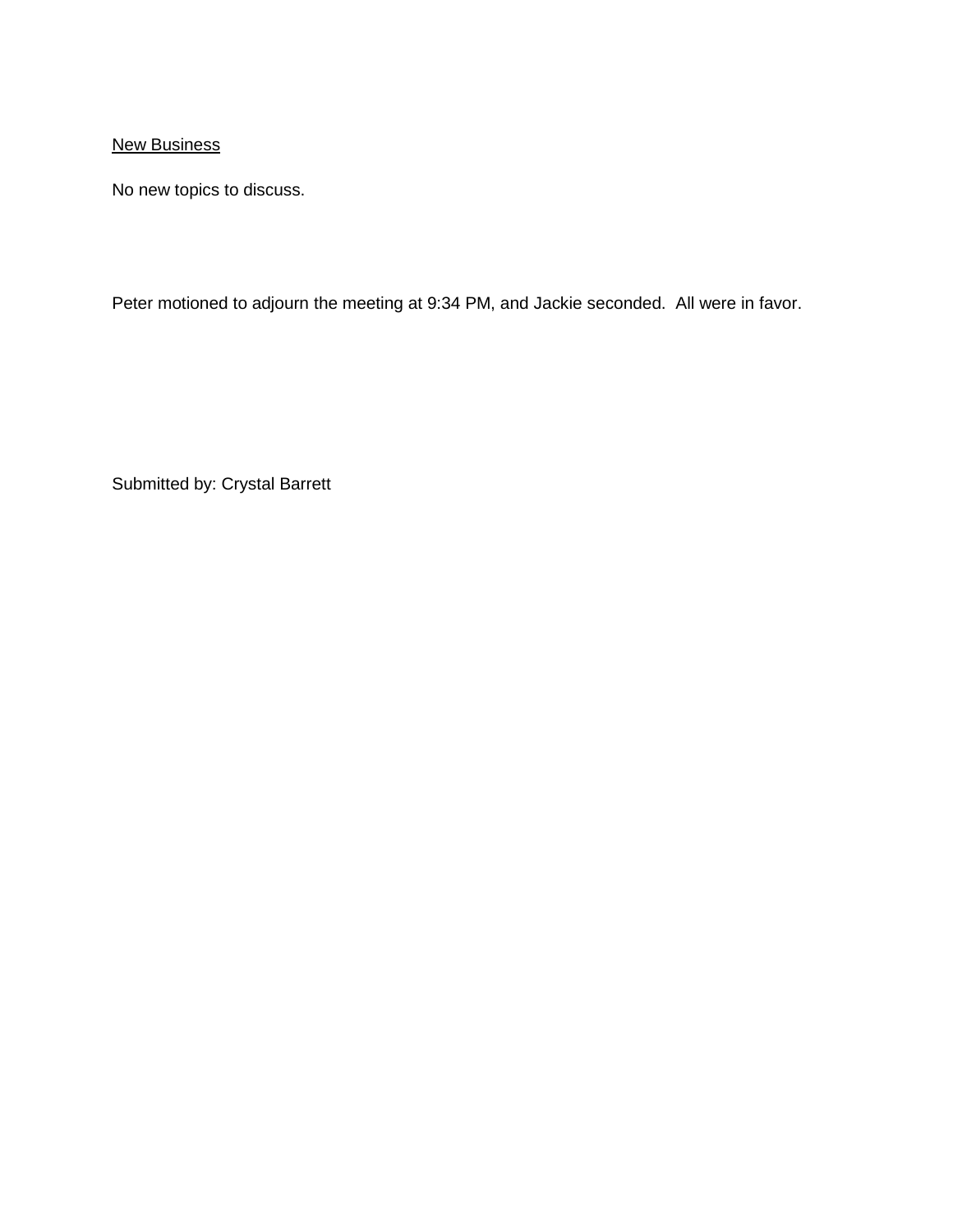<u>New Business</u>

No new topics to discuss.

Peter motioned to adjourn the meeting at 9:34 PM, and Jackie seconded. All were in favor.

Submitted by: Crystal Barrett